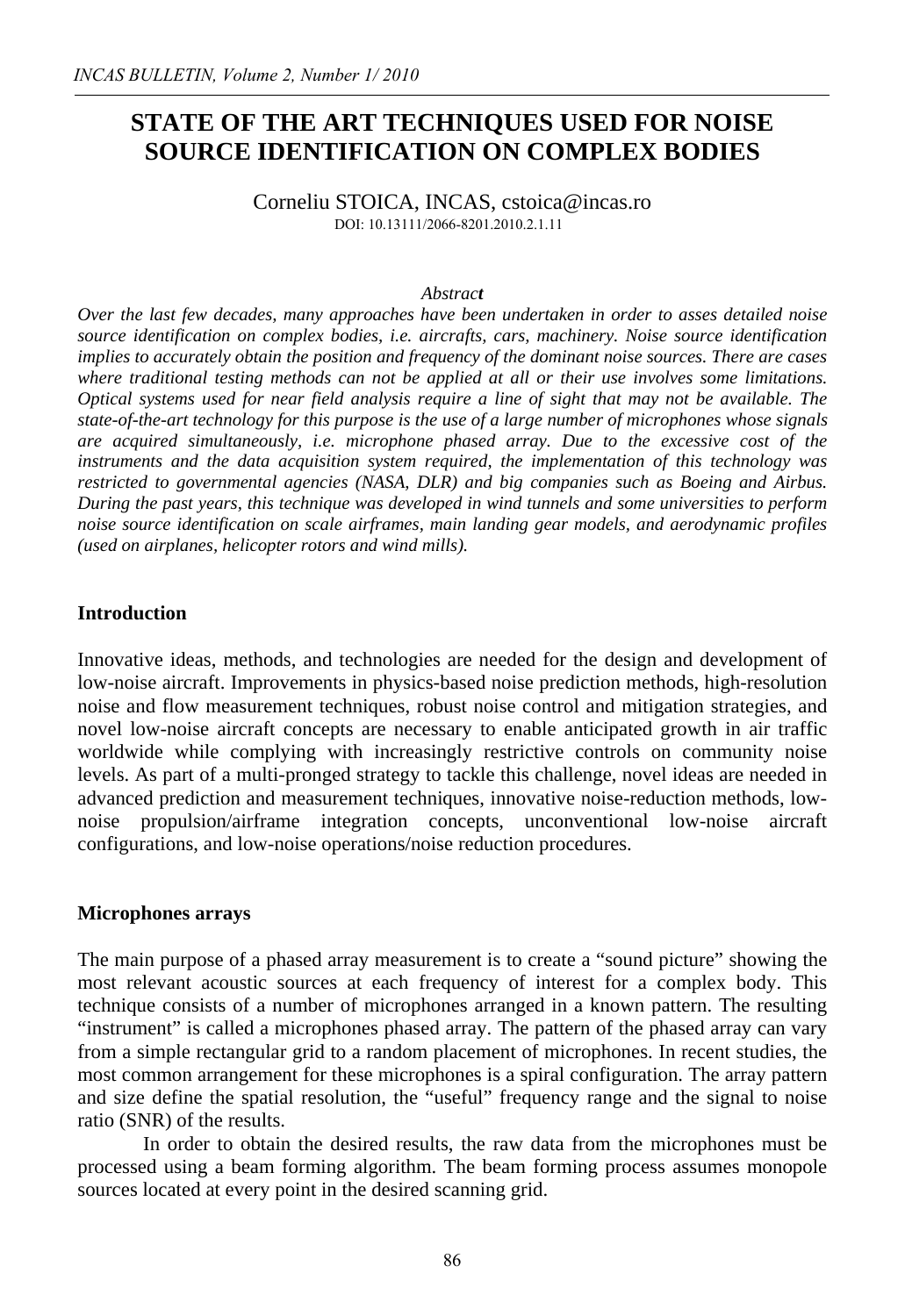# STATE OF THE ART TECHNIQUES USED FOR NOISE SOURCE IDENTIFICATION ON COMPLEX BODIES

Corneliu STOICA, INCAS, cstoica@incas.ro

DOI: 10.13111/2066-8201.2010.2.1.11

*Abstract*

***Over the last few decades, many approaches have been undertaken in order to asses detailed noise source identification on complex bodies, i.e. aircrafts, cars, machinery. Noise source identification implies to accurately obtain the position and frequency of the dominant noise sources. There are cases where traditional testing methods can not be applied at all or their use involves some limitations. Optical systems used for near field analysis require a line of sight that may not be available. The state-of-the-art technology for this purpose is the use of a large number of microphones whose signals are acquired simultaneously, i.e. microphone phased array. Due to the excessive cost of the instruments and the data acquisition system required, the implementation of this technology was restricted to governmental agencies (NASA, DLR) and big companies such as Boeing and Airbus. During the past years, this technique was developed in wind tunnels and some universities to perform noise source identification on scale airframes, main landing gear models, and aerodynamic profiles (used on airplanes, helicopter rotors and wind mills).***

## Introduction

Innovative ideas, methods, and technologies are needed for the design and development of low-noise aircraft. Improvements in physics-based noise prediction methods, high-resolution noise and flow measurement techniques, robust noise control and mitigation strategies, and novel low-noise aircraft concepts are necessary to enable anticipated growth in air traffic worldwide while complying with increasingly restrictive controls on community noise levels. As part of a multi-pronged strategy to tackle this challenge, novel ideas are needed in advanced prediction and measurement techniques, innovative noise-reduction methods, low-noise propulsion/airframe integration concepts, unconventional low-noise aircraft configurations, and low-noise operations/noise reduction procedures.

## Microphones arrays

The main purpose of a phased array measurement is to create a "sound picture" showing the most relevant acoustic sources at each frequency of interest for a complex body. This technique consists of a number of microphones arranged in a known pattern. The resulting "instrument" is called a microphones phased array. The pattern of the phased array can vary from a simple rectangular grid to a random placement of microphones. In recent studies, the most common arrangement for these microphones is a spiral configuration. The array pattern and size define the spatial resolution, the "useful" frequency range and the signal to noise ratio (SNR) of the results.

In order to obtain the desired results, the raw data from the microphones must be processed using a beam forming algorithm. The beam forming process assumes monopole sources located at every point in the desired scanning grid.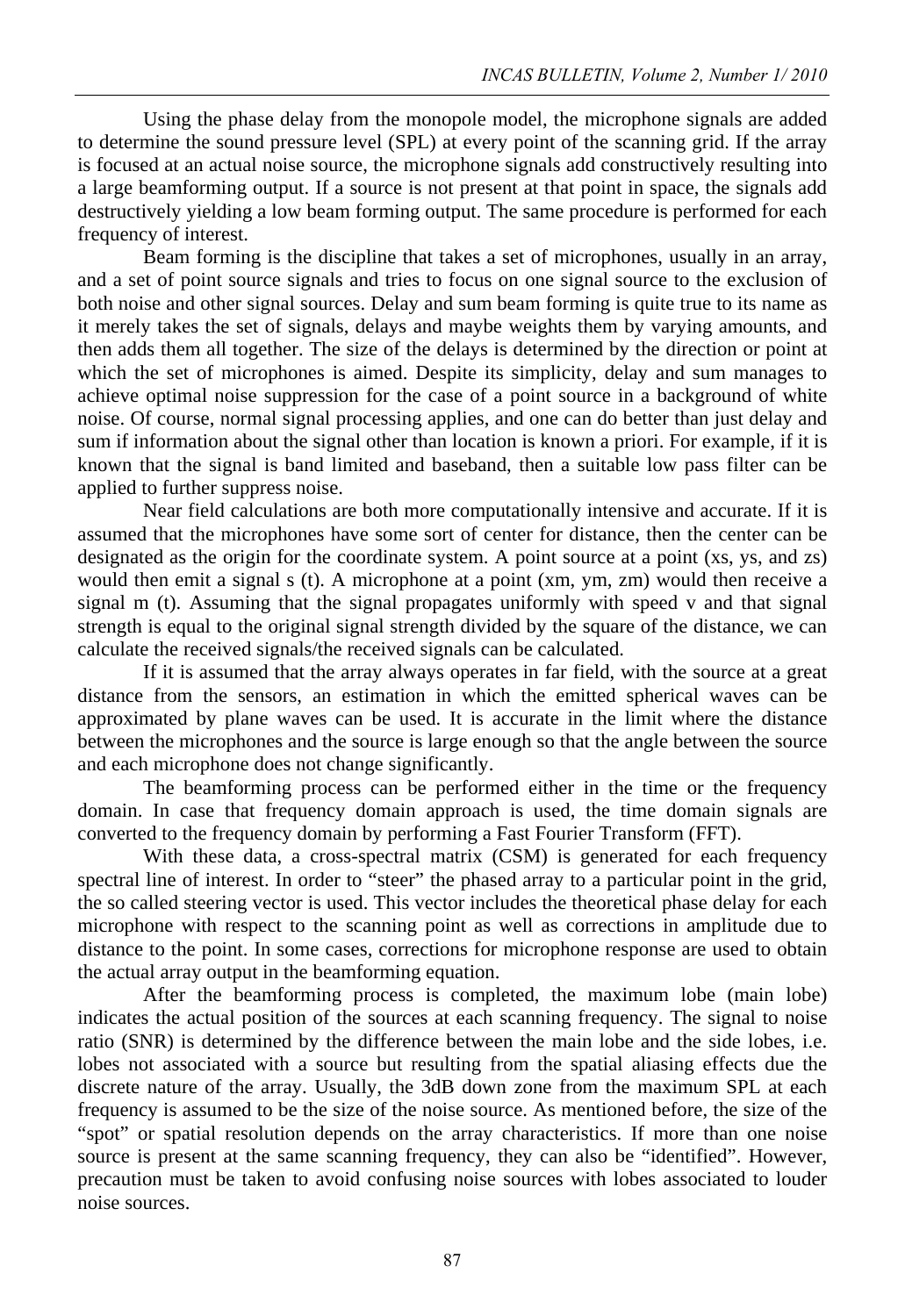Using the phase delay from the monopole model, the microphone signals are added to determine the sound pressure level (SPL) at every point of the scanning grid. If the array is focused at an actual noise source, the microphone signals add constructively resulting into a large beamforming output. If a source is not present at that point in space, the signals add destructively yielding a low beam forming output. The same procedure is performed for each frequency of interest.

Beam forming is the discipline that takes a set of microphones, usually in an array, and a set of point source signals and tries to focus on one signal source to the exclusion of both noise and other signal sources. Delay and sum beam forming is quite true to its name as it merely takes the set of signals, delays and maybe weights them by varying amounts, and then adds them all together. The size of the delays is determined by the direction or point at which the set of microphones is aimed. Despite its simplicity, delay and sum manages to achieve optimal noise suppression for the case of a point source in a background of white noise. Of course, normal signal processing applies, and one can do better than just delay and sum if information about the signal other than location is known a priori. For example, if it is known that the signal is band limited and baseband, then a suitable low pass filter can be applied to further suppress noise.

Near field calculations are both more computationally intensive and accurate. If it is assumed that the microphones have some sort of center for distance, then the center can be designated as the origin for the coordinate system. A point source at a point (xs, ys, and zs) would then emit a signal s (t). A microphone at a point (xm, ym, zm) would then receive a signal m (t). Assuming that the signal propagates uniformly with speed v and that signal strength is equal to the original signal strength divided by the square of the distance, we can calculate the received signals/the received signals can be calculated.

If it is assumed that the array always operates in far field, with the source at a great distance from the sensors, an estimation in which the emitted spherical waves can be approximated by plane waves can be used. It is accurate in the limit where the distance between the microphones and the source is large enough so that the angle between the source and each microphone does not change significantly.

The beamforming process can be performed either in the time or the frequency domain. In case that frequency domain approach is used, the time domain signals are converted to the frequency domain by performing a Fast Fourier Transform (FFT).

With these data, a cross-spectral matrix (CSM) is generated for each frequency spectral line of interest. In order to "steer" the phased array to a particular point in the grid, the so called steering vector is used. This vector includes the theoretical phase delay for each microphone with respect to the scanning point as well as corrections in amplitude due to distance to the point. In some cases, corrections for microphone response are used to obtain the actual array output in the beamforming equation.

After the beamforming process is completed, the maximum lobe (main lobe) indicates the actual position of the sources at each scanning frequency. The signal to noise ratio (SNR) is determined by the difference between the main lobe and the side lobes, i.e. lobes not associated with a source but resulting from the spatial aliasing effects due the discrete nature of the array. Usually, the 3dB down zone from the maximum SPL at each frequency is assumed to be the size of the noise source. As mentioned before, the size of the "spot" or spatial resolution depends on the array characteristics. If more than one noise source is present at the same scanning frequency, they can also be "identified". However, precaution must be taken to avoid confusing noise sources with lobes associated to louder noise sources.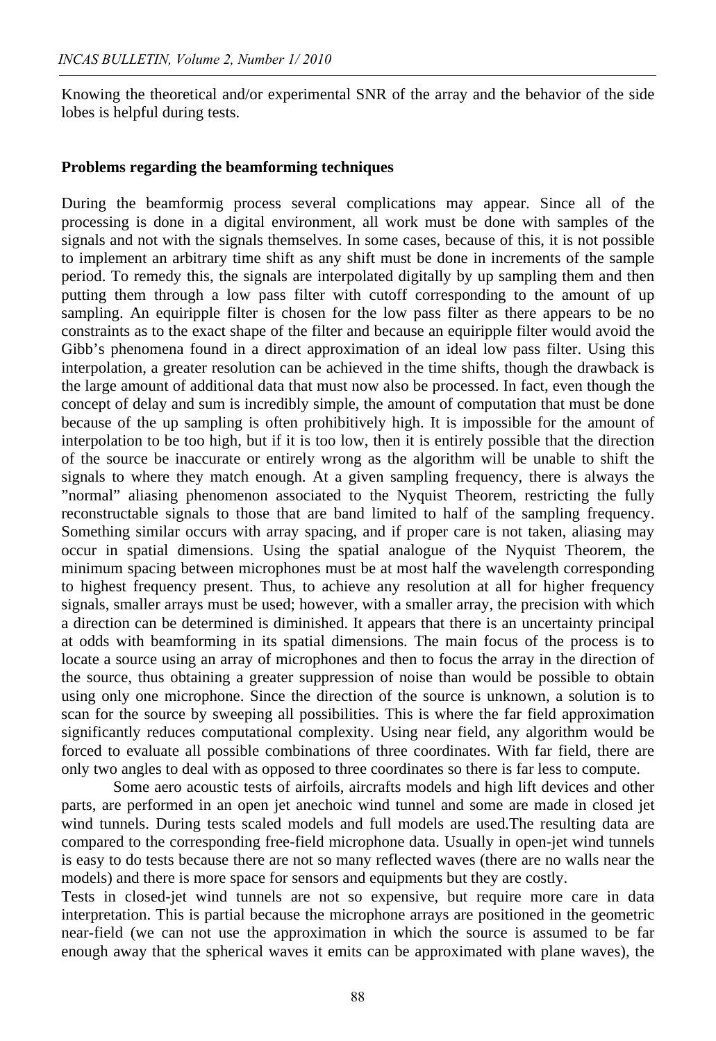Knowing the theoretical and/or experimental SNR of the array and the behavior of the side lobes is helpful during tests.

**Problems regarding the beamforming techniques**

During the beamformig process several complications may appear. Since all of the processing is done in a digital environment, all work must be done with samples of the signals and not with the signals themselves. In some cases, because of this, it is not possible to implement an arbitrary time shift as any shift must be done in increments of the sample period. To remedy this, the signals are interpolated digitally by up sampling them and then putting them through a low pass filter with cutoff corresponding to the amount of up sampling. An equiripple filter is chosen for the low pass filter as there appears to be no constraints as to the exact shape of the filter and because an equiripple filter would avoid the Gibb's phenomena found in a direct approximation of an ideal low pass filter. Using this interpolation, a greater resolution can be achieved in the time shifts, though the drawback is the large amount of additional data that must now also be processed. In fact, even though the concept of delay and sum is incredibly simple, the amount of computation that must be done because of the up sampling is often prohibitively high. It is impossible for the amount of interpolation to be too high, but if it is too low, then it is entirely possible that the direction of the source be inaccurate or entirely wrong as the algorithm will be unable to shift the signals to where they match enough. At a given sampling frequency, there is always the "normal" aliasing phenomenon associated to the Nyquist Theorem, restricting the fully reconstructable signals to those that are band limited to half of the sampling frequency. Something similar occurs with array spacing, and if proper care is not taken, aliasing may occur in spatial dimensions. Using the spatial analogue of the Nyquist Theorem, the minimum spacing between microphones must be at most half the wavelength corresponding to highest frequency present. Thus, to achieve any resolution at all for higher frequency signals, smaller arrays must be used; however, with a smaller array, the precision with which a direction can be determined is diminished. It appears that there is an uncertainty principal at odds with beamforming in its spatial dimensions. The main focus of the process is to locate a source using an array of microphones and then to focus the array in the direction of the source, thus obtaining a greater suppression of noise than would be possible to obtain using only one microphone. Since the direction of the source is unknown, a solution is to scan for the source by sweeping all possibilities. This is where the far field approximation significantly reduces computational complexity. Using near field, any algorithm would be forced to evaluate all possible combinations of three coordinates. With far field, there are only two angles to deal with as opposed to three coordinates so there is far less to compute.

Some aero acoustic tests of airfoils, aircrafts models and high lift devices and other parts, are performed in an open jet anechoic wind tunnel and some are made in closed jet wind tunnels. During tests scaled models and full models are used.The resulting data are compared to the corresponding free-field microphone data. Usually in open-jet wind tunnels is easy to do tests because there are not so many reflected waves (there are no walls near the models) and there is more space for sensors and equipments but they are costly.

Tests in closed-jet wind tunnels are not so expensive, but require more care in data interpretation. This is partial because the microphone arrays are positioned in the geometric near-field (we can not use the approximation in which the source is assumed to be far enough away that the spherical waves it emits can be approximated with plane waves), the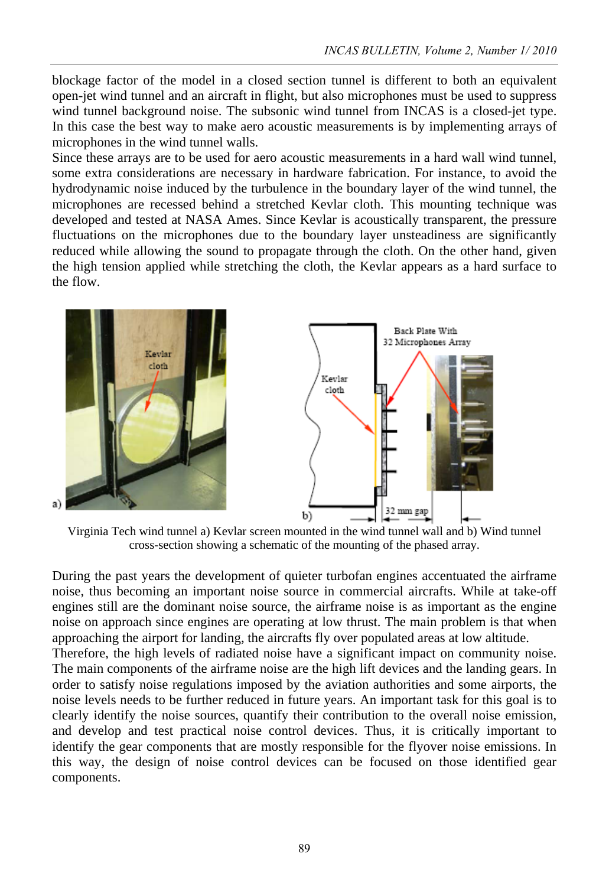blockage factor of the model in a closed section tunnel is different to both an equivalent open-jet wind tunnel and an aircraft in flight, but also microphones must be used to suppress wind tunnel background noise. The subsonic wind tunnel from INCAS is a closed-jet type. In this case the best way to make aero acoustic measurements is by implementing arrays of microphones in the wind tunnel walls.

Since these arrays are to be used for aero acoustic measurements in a hard wall wind tunnel, some extra considerations are necessary in hardware fabrication. For instance, to avoid the hydrodynamic noise induced by the turbulence in the boundary layer of the wind tunnel, the microphones are recessed behind a stretched Kevlar cloth. This mounting technique was developed and tested at NASA Ames. Since Kevlar is acoustically transparent, the pressure fluctuations on the microphones due to the boundary layer unsteadiness are significantly reduced while allowing the sound to propagate through the cloth. On the other hand, given the high tension applied while stretching the cloth, the Kevlar appears as a hard surface to the flow.

Virginia Tech wind tunnel a) Kevlar screen mounted in the wind tunnel wall and b) Wind tunnel cross-section showing a schematic of the mounting of the phased array.

During the past years the development of quieter turbofan engines accentuated the airframe noise, thus becoming an important noise source in commercial aircrafts. While at take-off engines still are the dominant noise source, the airframe noise is as important as the engine noise on approach since engines are operating at low thrust. The main problem is that when approaching the airport for landing, the aircrafts fly over populated areas at low altitude.

Therefore, the high levels of radiated noise have a significant impact on community noise. The main components of the airframe noise are the high lift devices and the landing gears. In order to satisfy noise regulations imposed by the aviation authorities and some airports, the noise levels needs to be further reduced in future years. An important task for this goal is to clearly identify the noise sources, quantify their contribution to the overall noise emission, and develop and test practical noise control devices. Thus, it is critically important to identify the gear components that are mostly responsible for the flyover noise emissions. In this way, the design of noise control devices can be focused on those identified gear components.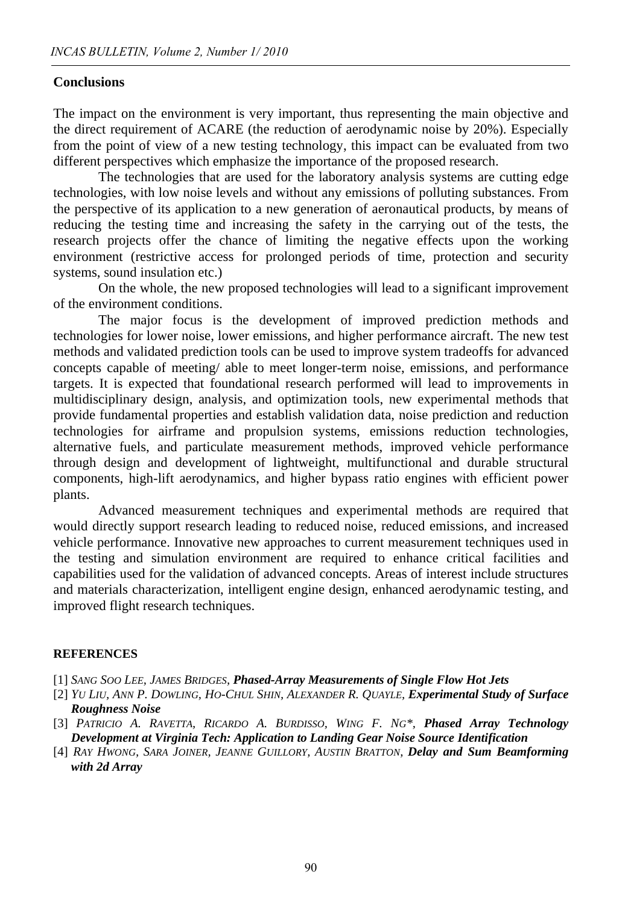## Conclusions

The impact on the environment is very important, thus representing the main objective and the direct requirement of ACARE (the reduction of aerodynamic noise by 20%). Especially from the point of view of a new testing technology, this impact can be evaluated from two different perspectives which emphasize the importance of the proposed research.

The technologies that are used for the laboratory analysis systems are cutting edge technologies, with low noise levels and without any emissions of polluting substances. From the perspective of its application to a new generation of aeronautical products, by means of reducing the testing time and increasing the safety in the carrying out of the tests, the research projects offer the chance of limiting the negative effects upon the working environment (restrictive access for prolonged periods of time, protection and security systems, sound insulation etc.)

On the whole, the new proposed technologies will lead to a significant improvement of the environment conditions.

The major focus is the development of improved prediction methods and technologies for lower noise, lower emissions, and higher performance aircraft. The new test methods and validated prediction tools can be used to improve system tradeoffs for advanced concepts capable of meeting/ able to meet longer-term noise, emissions, and performance targets. It is expected that foundational research performed will lead to improvements in multidisciplinary design, analysis, and optimization tools, new experimental methods that provide fundamental properties and establish validation data, noise prediction and reduction technologies for airframe and propulsion systems, emissions reduction technologies, alternative fuels, and particulate measurement methods, improved vehicle performance through design and development of lightweight, multifunctional and durable structural components, high-lift aerodynamics, and higher bypass ratio engines with efficient power plants.

Advanced measurement techniques and experimental methods are required that would directly support research leading to reduced noise, reduced emissions, and increased vehicle performance. Innovative new approaches to current measurement techniques used in the testing and simulation environment are required to enhance critical facilities and capabilities used for the validation of advanced concepts. Areas of interest include structures and materials characterization, intelligent engine design, enhanced aerodynamic testing, and improved flight research techniques.

## REFERENCES

[1] *SANG SOO LEE, JAMES BRIDGES*, ***Phased-Array Measurements of Single Flow Hot Jets***

[2] *YU LIU, ANN P. DOWLING, HO-CHUL SHIN, ALEXANDER R. QUAYLE*, ***Experimental Study of Surface Roughness Noise***

[3] *PATRICIO A. RAVETTA, RICARDO A. BURDISSO, WING F. NG**, ***Phased Array Technology Development at Virginia Tech: Application to Landing Gear Noise Source Identification***

[4] *RAY HWONG, SARA JOINER, JEANNE GUILLORY, AUSTIN BRATTON*, ***Delay and Sum Beamforming with 2d Array***